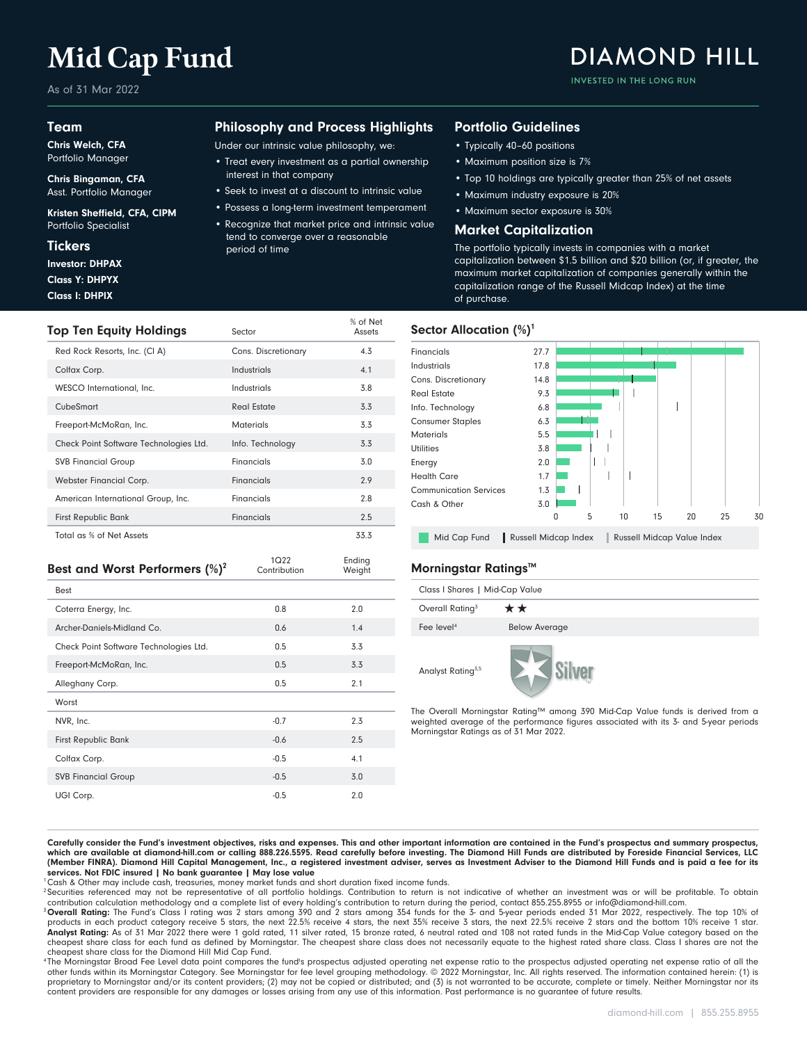# Mid Cap Fund

As of 31 Mar 2022

DIAMOND HILL
INVESTED IN THE LONG RUN

## Team

**Chris Welch, CFA**
Portfolio Manager

**Chris Bingaman, CFA**
Asst. Portfolio Manager

**Kristen Sheffield, CFA, CIPM**
Portfolio Specialist

## Tickers

**Investor: DHPAX**
**Class Y: DHPYX**
**Class I: DHPIX**

## Philosophy and Process Highlights

Under our intrinsic value philosophy, we:

- Treat every investment as a partial ownership interest in that company
- Seek to invest at a discount to intrinsic value
- Possess a long-term investment temperament
- Recognize that market price and intrinsic value tend to converge over a reasonable period of time

## Portfolio Guidelines

- Typically 40–60 positions
- Maximum position size is 7%
- Top 10 holdings are typically greater than 25% of net assets
- Maximum industry exposure is 20%
- Maximum sector exposure is 30%

## Market Capitalization

The portfolio typically invests in companies with a market capitalization between $1.5 billion and $20 billion (or, if greater, the maximum market capitalization of companies generally within the capitalization range of the Russell Midcap Index) at the time of purchase.

## Top Ten Equity Holdings

| Top Ten Equity Holdings | Sector | % of Net Assets |
|---|---|---|
| Red Rock Resorts, Inc. (Cl A) | Cons. Discretionary | 4.3 |
| Colfax Corp. | Industrials | 4.1 |
| WESCO International, Inc. | Industrials | 3.8 |
| CubeSmart | Real Estate | 3.3 |
| Freeport-McMoRan, Inc. | Materials | 3.3 |
| Check Point Software Technologies Ltd. | Info. Technology | 3.3 |
| SVB Financial Group | Financials | 3.0 |
| Webster Financial Corp. | Financials | 2.9 |
| American International Group, Inc. | Financials | 2.8 |
| First Republic Bank | Financials | 2.5 |
| Total as % of Net Assets | | 33.3 |

## Sector Allocation (%)[1]

| Sector | Mid Cap Fund |
|---|---|
| Financials | 27.7 |
| Industrials | 17.8 |
| Cons. Discretionary | 14.8 |
| Real Estate | 9.3 |
| Info. Technology | 6.8 |
| Consumer Staples | 6.3 |
| Materials | 5.5 |
| Utilities | 3.8 |
| Energy | 2.0 |
| Health Care | 1.7 |
| Communication Services | 1.3 |
| Cash & Other | 3.0 |

Mid Cap Fund | Russell Midcap Index | Russell Midcap Value Index

## Best and Worst Performers (%)[2]

| | 1Q22 Contribution | Ending Weight |
|---|---|---|
| **Best** | | |
| Coterra Energy, Inc. | 0.8 | 2.0 |
| Archer-Daniels-Midland Co. | 0.6 | 1.4 |
| Check Point Software Technologies Ltd. | 0.5 | 3.3 |
| Freeport-McMoRan, Inc. | 0.5 | 3.3 |
| Alleghany Corp. | 0.5 | 2.1 |
| **Worst** | | |
| NVR, Inc. | -0.7 | 2.3 |
| First Republic Bank | -0.6 | 2.5 |
| Colfax Corp. | -0.5 | 4.1 |
| SVB Financial Group | -0.5 | 3.0 |
| UGI Corp. | -0.5 | 2.0 |

## Morningstar Ratings™

| Class I Shares \| Mid-Cap Value | |
|---|---|
| Overall Rating[3] | ★★ |
| Fee level[4] | Below Average |
| Analyst Rating[3,5] | Silver |

The Overall Morningstar Rating™ among 390 Mid-Cap Value funds is derived from a weighted average of the performance figures associated with its 3- and 5-year periods Morningstar Ratings as of 31 Mar 2022.

**Carefully consider the Fund's investment objectives, risks and expenses. This and other important information are contained in the Fund's prospectus and summary prospectus, which are available at diamond-hill.com or calling 888.226.5595. Read carefully before investing. The Diamond Hill Funds are distributed by Foreside Financial Services, LLC (Member FINRA). Diamond Hill Capital Management, Inc., a registered investment adviser, serves as Investment Adviser to the Diamond Hill Funds and is paid a fee for its services. Not FDIC insured | No bank guarantee | May lose value**

[1] Cash & Other may include cash, treasuries, money market funds and short duration fixed income funds.

[2] Securities referenced may not be representative of all portfolio holdings. Contribution to return is not indicative of whether an investment was or will be profitable. To obtain contribution calculation methodology and a complete list of every holding's contribution to return during the period, contact 855.255.8955 or info@diamond-hill.com.

[3] **Overall Rating:** The Fund's Class I rating was 2 stars among 390 and 2 stars among 354 funds for the 3- and 5-year periods ended 31 Mar 2022, respectively. The top 10% of products in each product category receive 5 stars, the next 22.5% receive 4 stars, the next 35% receive 3 stars, the next 22.5% receive 2 stars and the bottom 10% receive 1 star. **Analyst Rating:** As of 31 Mar 2022 there were 1 gold rated, 11 silver rated, 15 bronze rated, 6 neutral rated and 108 not rated funds in the Mid-Cap Value category based on the cheapest share class for each fund as defined by Morningstar. The cheapest share class does not necessarily equate to the highest rated share class. Class I shares are not the cheapest share class for the Diamond Hill Mid Cap Fund.

[4] The Morningstar Broad Fee Level data point compares the fund's prospectus adjusted operating net expense ratio to the prospectus adjusted operating net expense ratio of all the other funds within its Morningstar Category. See Morningstar for fee level grouping methodology. © 2022 Morningstar, Inc. All rights reserved. The information contained herein: (1) is proprietary to Morningstar and/or its content providers; (2) may not be copied or distributed; and (3) is not warranted to be accurate, complete or timely. Neither Morningstar nor its content providers are responsible for any damages or losses arising from any use of this information. Past performance is no guarantee of future results.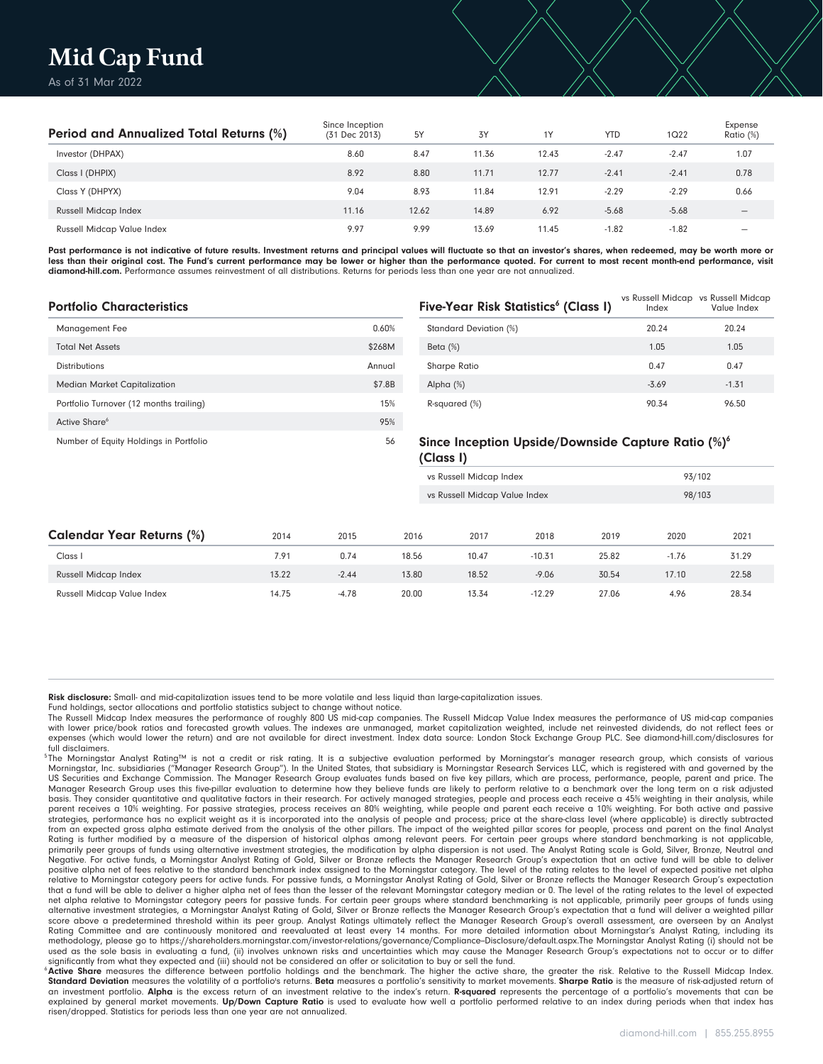# Mid Cap Fund

As of 31 Mar 2022

| Period and Annualized Total Returns (%) | Since Inception (31 Dec 2013) | 5Y | 3Y | 1Y | YTD | 1Q22 | Expense Ratio (%) |
|---|---|---|---|---|---|---|---|
| Investor (DHPAX) | 8.60 | 8.47 | 11.36 | 12.43 | -2.47 | -2.47 | 1.07 |
| Class I (DHPIX) | 8.92 | 8.80 | 11.71 | 12.77 | -2.41 | -2.41 | 0.78 |
| Class Y (DHPYX) | 9.04 | 8.93 | 11.84 | 12.91 | -2.29 | -2.29 | 0.66 |
| Russell Midcap Index | 11.16 | 12.62 | 14.89 | 6.92 | -5.68 | -5.68 | — |
| Russell Midcap Value Index | 9.97 | 9.99 | 13.69 | 11.45 | -1.82 | -1.82 | — |

**Past performance is not indicative of future results. Investment returns and principal values will fluctuate so that an investor's shares, when redeemed, may be worth more or less than their original cost. The Fund's current performance may be lower or higher than the performance quoted. For current to most recent month-end performance, visit diamond-hill.com.** Performance assumes reinvestment of all distributions. Returns for periods less than one year are not annualized.

| Portfolio Characteristics | |
|---|---|
| Management Fee | 0.60% |
| Total Net Assets | $268M |
| Distributions | Annual |
| Median Market Capitalization | $7.8B |
| Portfolio Turnover (12 months trailing) | 15% |
| Active Share[6] | 95% |
| Number of Equity Holdings in Portfolio | 56 |

| Five-Year Risk Statistics[6] (Class I) | vs Russell Midcap Index | vs Russell Midcap Value Index |
|---|---|---|
| Standard Deviation (%) | 20.24 | 20.24 |
| Beta (%) | 1.05 | 1.05 |
| Sharpe Ratio | 0.47 | 0.47 |
| Alpha (%) | -3.69 | -1.31 |
| R-squared (%) | 90.34 | 96.50 |

| Since Inception Upside/Downside Capture Ratio (%)[6] (Class I) | |
|---|---|
| vs Russell Midcap Index | 93/102 |
| vs Russell Midcap Value Index | 98/103 |

| Calendar Year Returns (%) | 2014 | 2015 | 2016 | 2017 | 2018 | 2019 | 2020 | 2021 |
|---|---|---|---|---|---|---|---|---|
| Class I | 7.91 | 0.74 | 18.56 | 10.47 | -10.31 | 25.82 | -1.76 | 31.29 |
| Russell Midcap Index | 13.22 | -2.44 | 13.80 | 18.52 | -9.06 | 30.54 | 17.10 | 22.58 |
| Russell Midcap Value Index | 14.75 | -4.78 | 20.00 | 13.34 | -12.29 | 27.06 | 4.96 | 28.34 |

**Risk disclosure:** Small- and mid-capitalization issues tend to be more volatile and less liquid than large-capitalization issues.

Fund holdings, sector allocations and portfolio statistics subject to change without notice.

The Russell Midcap Index measures the performance of roughly 800 US mid-cap companies. The Russell Midcap Value Index measures the performance of US mid-cap companies with lower price/book ratios and forecasted growth values. The indexes are unmanaged, market capitalization weighted, include net reinvested dividends, do not reflect fees or expenses (which would lower the return) and are not available for direct investment. Index data source: London Stock Exchange Group PLC. See diamond-hill.com/disclosures for full disclaimers.

[5] The Morningstar Analyst Rating™ is not a credit or risk rating. It is a subjective evaluation performed by Morningstar's manager research group, which consists of various Morningstar, Inc. subsidiaries ("Manager Research Group"). In the United States, that subsidiary is Morningstar Research Services LLC, which is registered with and governed by the US Securities and Exchange Commission. The Manager Research Group evaluates funds based on five key pillars, which are process, performance, people, parent and price. The Manager Research Group uses this five-pillar evaluation to determine how they believe funds are likely to perform relative to a benchmark over the long term on a risk adjusted basis. They consider quantitative and qualitative factors in their research. For actively managed strategies, people and process each receive a 45% weighting in their analysis, while parent receives a 10% weighting. For passive strategies, process receives an 80% weighting, while people and parent each receive a 10% weighting. For both active and passive strategies, performance has no explicit weight as it is incorporated into the analysis of people and process; price at the share-class level (where applicable) is directly subtracted from an expected gross alpha estimate derived from the analysis of the other pillars. The impact of the weighted pillar scores for people, process and parent on the final Analyst Rating is further modified by a measure of the dispersion of historical alphas among relevant peers. For certain peer groups where standard benchmarking is not applicable, primarily peer groups of funds using alternative investment strategies, the modification by alpha dispersion is not used. The Analyst Rating scale is Gold, Silver, Bronze, Neutral and Negative. For active funds, a Morningstar Analyst Rating of Gold, Silver or Bronze reflects the Manager Research Group's expectation that an active fund will be able to deliver positive alpha net of fees relative to the standard benchmark index assigned to the Morningstar category. The level of the rating relates to the level of expected positive net alpha relative to Morningstar category peers for active funds. For passive funds, a Morningstar Analyst Rating of Gold, Silver or Bronze reflects the Manager Research Group's expectation that a fund will be able to deliver a higher alpha net of fees than the lesser of the relevant Morningstar category median or 0. The level of the rating relates to the level of expected net alpha relative to Morningstar category peers for passive funds. For certain peer groups where standard benchmarking is not applicable, primarily peer groups of funds using alternative investment strategies, a Morningstar Analyst Rating of Gold, Silver or Bronze reflects the Manager Research Group's expectation that a fund will deliver a weighted pillar score above a predetermined threshold within its peer group. Analyst Ratings ultimately reflect the Manager Research Group's overall assessment, are overseen by an Analyst Rating Committee and are continuously monitored and reevaluated at least every 14 months. For more detailed information about Morningstar's Analyst Rating, including its methodology, please go to https://shareholders.morningstar.com/investor-relations/governance/Compliance–Disclosure/default.aspx.The Morningstar Analyst Rating (i) should not be used as the sole basis in evaluating a fund, (ii) involves unknown risks and uncertainties which may cause the Manager Research Group's expectations not to occur or to differ significantly from what they expected and (iii) should not be considered an offer or solicitation to buy or sell the fund.

[6] **Active Share** measures the difference between portfolio holdings and the benchmark. The higher the active share, the greater the risk. Relative to the Russell Midcap Index. **Standard Deviation** measures the volatility of a portfolio's returns. **Beta** measures a portfolio's sensitivity to market movements. **Sharpe Ratio** is the measure of risk-adjusted return of an investment portfolio. **Alpha** is the excess return of an investment relative to the index's return. **R-squared** represents the percentage of a portfolio's movements that can be explained by general market movements. **Up/Down Capture Ratio** is used to evaluate how well a portfolio performed relative to an index during periods when that index has risen/dropped. Statistics for periods less than one year are not annualized.

diamond-hill.com | 855.255.8955